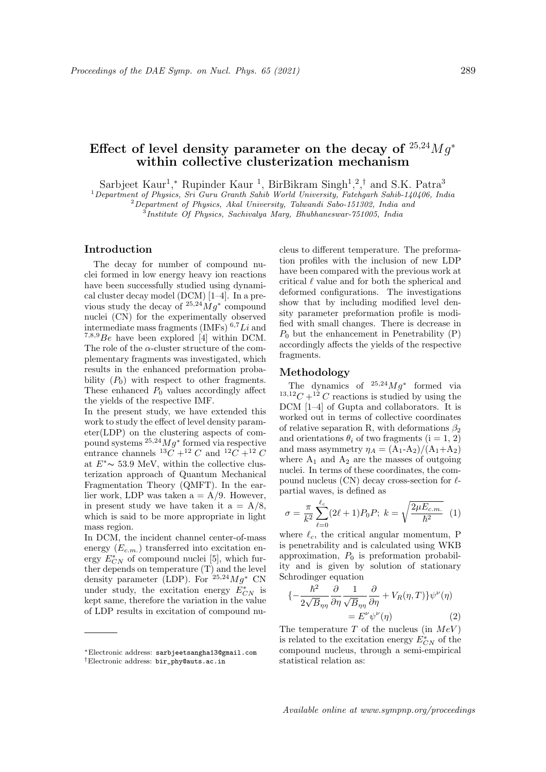# Effect of level density parameter on the decay of $^{25,24}Mg^{*}$ within collective clusterization mechanism

Sarbjeet Kaur[1,*], Rupinder Kaur [1], BirBikram Singh[1,2,†] and S.K. Patra[3]

[1] *Department of Physics, Sri Guru Granth Sahib World University, Fatehgarh Sahib-140406, India*
[2] *Department of Physics, Akal University, Talwandi Sabo-151302, India and*
[3] *Institute Of Physics, Sachivalya Marg, Bhubhaneswar-751005, India*

## Introduction

The decay for number of compound nuclei formed in low energy heavy ion reactions have been successfully studied using dynamical cluster decay model (DCM) [1–4]. In a previous study the decay of $^{25,24}Mg^{*}$ compound nuclei (CN) for the experimentally observed intermediate mass fragments (IMFs) $^{6,7}Li$ and $^{7,8,9}Be$ have been explored [4] within DCM. The role of the $\alpha$-cluster structure of the complementary fragments was investigated, which results in the enhanced preformation probability ($P_0$) with respect to other fragments. These enhanced $P_0$ values accordingly affect the yields of the respective IMF.

In the present study, we have extended this work to study the effect of level density parameter(LDP) on the clustering aspects of compound systems $^{25,24}Mg^{*}$ formed via respective entrance channels $^{13}C+^{12}C$ and $^{12}C+^{12}C$ at $E^{*}\sim$ 53.9 MeV, within the collective clusterization approach of Quantum Mechanical Fragmentation Theory (QMFT). In the earlier work, LDP was taken a = A/9. However, in present study we have taken it a = A/8, which is said to be more appropriate in light mass region.

In DCM, the incident channel center-of-mass energy ($E_{c.m.}$) transferred into excitation energy $E^{*}_{CN}$ of compound nuclei [5], which further depends on temperature (T) and the level density parameter (LDP). For $^{25,24}Mg^{*}$ CN under study, the excitation energy $E^{*}_{CN}$ is kept same, therefore the variation in the value of LDP results in excitation of compound nucleus to different temperature. The preformation profiles with the inclusion of new LDP have been compared with the previous work at critical $\ell$ value and for both the spherical and deformed configurations. The investigations show that by including modified level density parameter preformation profile is modified with small changes. There is decrease in $P_0$ but the enhancement in Penetrability (P) accordingly affects the yields of the respective fragments.

## Methodology

The dynamics of $^{25,24}Mg^{*}$ formed via $^{13,12}C+^{12}C$ reactions is studied by using the DCM [1–4] of Gupta and collaborators. It is worked out in terms of collective coordinates of relative separation R, with deformations $\beta_2$ and orientations $\theta_i$ of two fragments (i = 1, 2) and mass asymmetry $\eta_A = (A_1\text{-}A_2)/(A_1\text{+}A_2)$ where $A_1$ and $A_2$ are the masses of outgoing nuclei. In terms of these coordinates, the compound nucleus (CN) decay cross-section for $\ell$-partial waves, is defined as

$$\sigma = \frac{\pi}{k^2}\sum_{\ell=0}^{\ell_c}(2\ell+1)P_0 P;\ k=\sqrt{\frac{2\mu E_{c.m.}}{\hbar^2}} \quad (1)$$

where $\ell_c$, the critical angular momentum, P is penetrability and is calculated using WKB approximation, $P_0$ is preformation probability and is given by solution of stationary Schrodinger equation

$$\{-\frac{\hbar^2}{2\sqrt{B_{\eta\eta}}}\frac{\partial}{\partial\eta}\frac{1}{\sqrt{B_{\eta\eta}}}\frac{\partial}{\partial\eta}+V_R(\eta,T)\}\psi^{\nu}(\eta) = E^{\nu}\psi^{\nu}(\eta) \quad (2)$$

The temperature $T$ of the nucleus (in $MeV$) is related to the excitation energy $E^{*}_{CN}$ of the compound nucleus, through a semi-empirical statistical relation as:

---

*Electronic address: sarbjeetsangha13@gmail.com
†Electronic address: bir_phy@auts.ac.in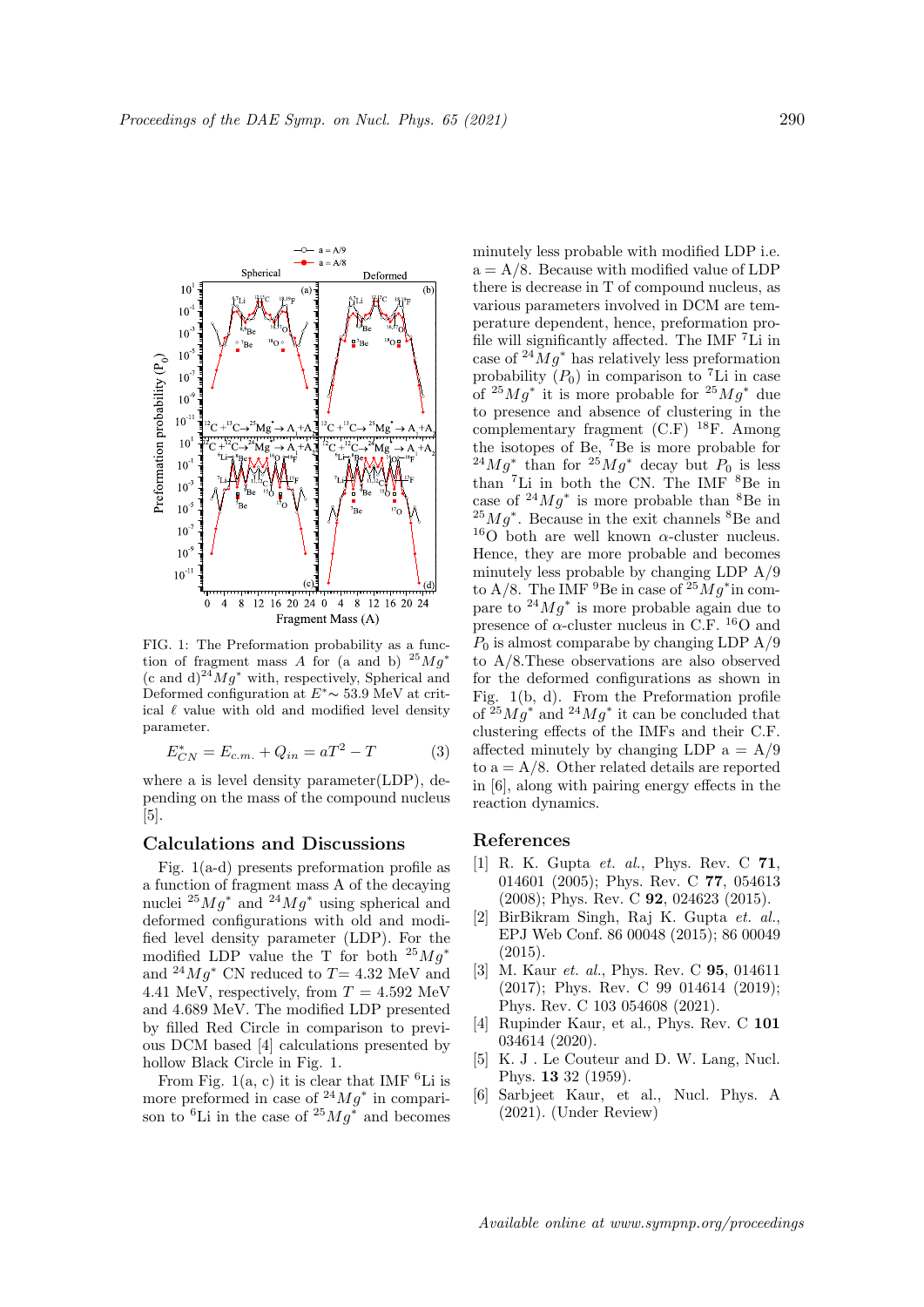a = A/9

a = A/8

Spherical

Deformed

Preformation probability ($P_0$)

Fragment Mass (A)

$^{12}C + ^{13}C \rightarrow ^{25}Mg^* \rightarrow A_1 + A_2$

$^{12}C + ^{12}C \rightarrow ^{24}Mg^* \rightarrow A_1 + A_2$

FIG. 1: The Preformation probability as a function of fragment mass $A$ for (a and b) $^{25}Mg^*$ (c and d)$^{24}Mg^*$ with, respectively, Spherical and Deformed configuration at $E^* \sim 53.9$ MeV at critical $\ell$ value with old and modified level density parameter.

$$E^*_{CN} = E_{c.m.} + Q_{in} = aT^2 - T \tag{3}$$

where a is level density parameter(LDP), depending on the mass of the compound nucleus [5].

## Calculations and Discussions

Fig. 1(a-d) presents preformation profile as a function of fragment mass A of the decaying nuclei $^{25}Mg^*$ and $^{24}Mg^*$ using spherical and deformed configurations with old and modified level density parameter (LDP). For the modified LDP value the T for both $^{25}Mg^*$ and $^{24}Mg^*$ CN reduced to $T$= 4.32 MeV and 4.41 MeV, respectively, from $T$ = 4.592 MeV and 4.689 MeV. The modified LDP presented by filled Red Circle in comparison to previous DCM based [4] calculations presented by hollow Black Circle in Fig. 1.

From Fig. 1(a, c) it is clear that IMF $^6$Li is more preformed in case of $^{24}Mg^*$ in comparison to $^6$Li in the case of $^{25}Mg^*$ and becomes minutely less probable with modified LDP i.e. a = A/8. Because with modified value of LDP there is decrease in T of compound nucleus, as various parameters involved in DCM are temperature dependent, hence, preformation profile will significantly affected. The IMF $^7$Li in case of $^{24}Mg^*$ has relatively less preformation probability ($P_0$) in comparison to $^7$Li in case of $^{25}Mg^*$ it is more probable for $^{25}Mg^*$ due to presence and absence of clustering in the complementary fragment (C.F) $^{18}$F. Among the isotopes of Be, $^7$Be is more probable for $^{24}Mg^*$ than for $^{25}Mg^*$ decay but $P_0$ is less than $^7$Li in both the CN. The IMF $^8$Be in case of $^{24}Mg^*$ is more probable than $^8$Be in $^{25}Mg^*$. Because in the exit channels $^8$Be and $^{16}$O both are well known $\alpha$-cluster nucleus. Hence, they are more probable and becomes minutely less probable by changing LDP A/9 to A/8. The IMF $^9$Be in case of $^{25}Mg^*$in compare to $^{24}Mg^*$ is more probable again due to presence of $\alpha$-cluster nucleus in C.F. $^{16}$O and $P_0$ is almost comparable by changing LDP A/9 to A/8.These observations are also observed for the deformed configurations as shown in Fig. 1(b, d). From the Preformation profile of $^{25}Mg^*$ and $^{24}Mg^*$ it can be concluded that clustering effects of the IMFs and their C.F. affected minutely by changing LDP a = A/9 to a = A/8. Other related details are reported in [6], along with pairing energy effects in the reaction dynamics.

## References

[1] R. K. Gupta *et. al.*, Phys. Rev. C **71**, 014601 (2005); Phys. Rev. C **77**, 054613 (2008); Phys. Rev. C **92**, 024623 (2015).

[2] BirBikram Singh, Raj K. Gupta *et. al.*, EPJ Web Conf. 86 00048 (2015); 86 00049 (2015).

[3] M. Kaur *et. al.*, Phys. Rev. C **95**, 014611 (2017); Phys. Rev. C 99 014614 (2019); Phys. Rev. C 103 054608 (2021).

[4] Rupinder Kaur, et al., Phys. Rev. C **101** 034614 (2020).

[5] K. J . Le Couteur and D. W. Lang, Nucl. Phys. **13** 32 (1959).

[6] Sarbjeet Kaur, et al., Nucl. Phys. A (2021). (Under Review)